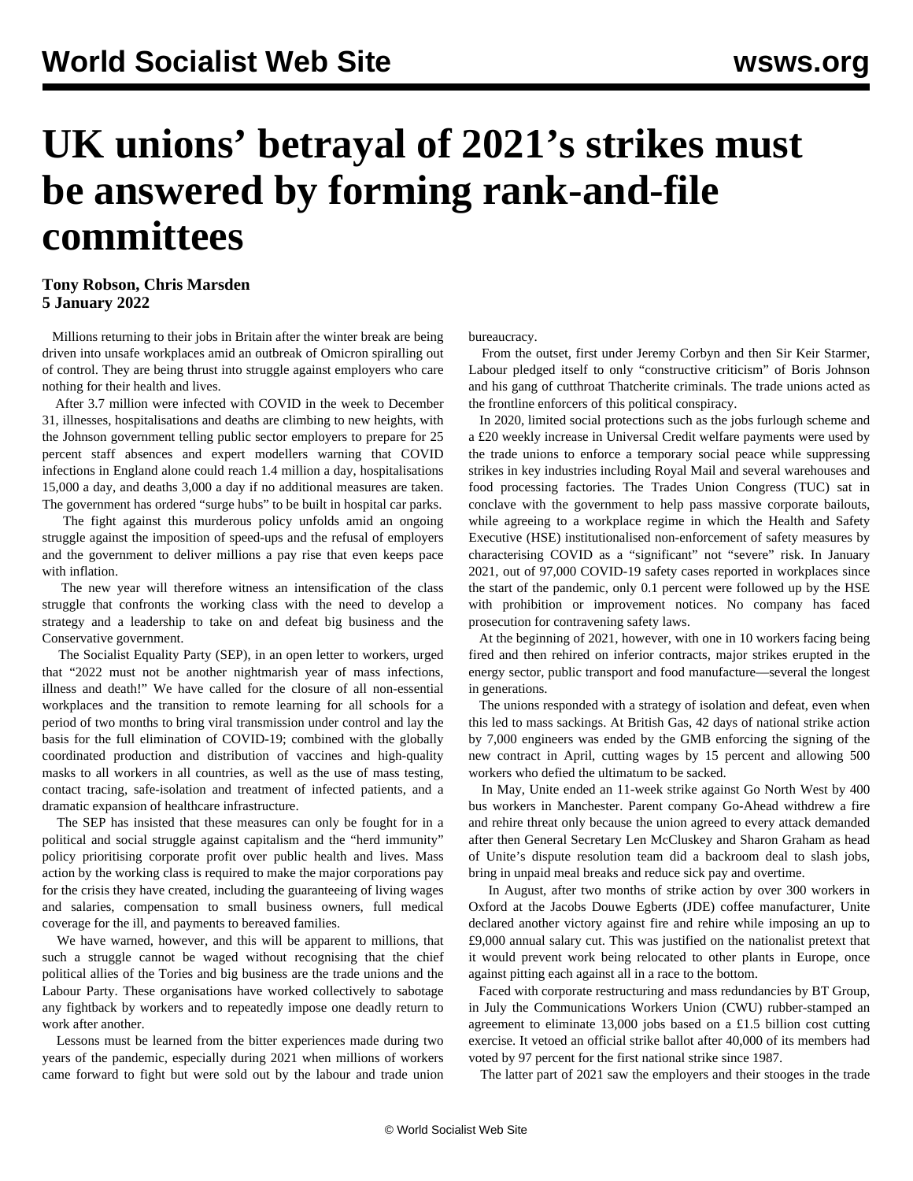# UK unions' betrayal of 2021's strikes must be answered by forming rank-and-file committees

**Tony Robson, Chris Marsden**
**5 January 2022**

Millions returning to their jobs in Britain after the winter break are being driven into unsafe workplaces amid an outbreak of Omicron spiralling out of control. They are being thrust into struggle against employers who care nothing for their health and lives.

After 3.7 million were infected with COVID in the week to December 31, illnesses, hospitalisations and deaths are climbing to new heights, with the Johnson government telling public sector employers to prepare for 25 percent staff absences and expert modellers warning that COVID infections in England alone could reach 1.4 million a day, hospitalisations 15,000 a day, and deaths 3,000 a day if no additional measures are taken. The government has ordered "surge hubs" to be built in hospital car parks.

The fight against this murderous policy unfolds amid an ongoing struggle against the imposition of speed-ups and the refusal of employers and the government to deliver millions a pay rise that even keeps pace with inflation.

The new year will therefore witness an intensification of the class struggle that confronts the working class with the need to develop a strategy and a leadership to take on and defeat big business and the Conservative government.

The Socialist Equality Party (SEP), in an open letter to workers, urged that "2022 must not be another nightmarish year of mass infections, illness and death!" We have called for the closure of all non-essential workplaces and the transition to remote learning for all schools for a period of two months to bring viral transmission under control and lay the basis for the full elimination of COVID-19; combined with the globally coordinated production and distribution of vaccines and high-quality masks to all workers in all countries, as well as the use of mass testing, contact tracing, safe-isolation and treatment of infected patients, and a dramatic expansion of healthcare infrastructure.

The SEP has insisted that these measures can only be fought for in a political and social struggle against capitalism and the "herd immunity" policy prioritising corporate profit over public health and lives. Mass action by the working class is required to make the major corporations pay for the crisis they have created, including the guaranteeing of living wages and salaries, compensation to small business owners, full medical coverage for the ill, and payments to bereaved families.

We have warned, however, and this will be apparent to millions, that such a struggle cannot be waged without recognising that the chief political allies of the Tories and big business are the trade unions and the Labour Party. These organisations have worked collectively to sabotage any fightback by workers and to repeatedly impose one deadly return to work after another.

Lessons must be learned from the bitter experiences made during two years of the pandemic, especially during 2021 when millions of workers came forward to fight but were sold out by the labour and trade union bureaucracy.

From the outset, first under Jeremy Corbyn and then Sir Keir Starmer, Labour pledged itself to only "constructive criticism" of Boris Johnson and his gang of cutthroat Thatcherite criminals. The trade unions acted as the frontline enforcers of this political conspiracy.

In 2020, limited social protections such as the jobs furlough scheme and a £20 weekly increase in Universal Credit welfare payments were used by the trade unions to enforce a temporary social peace while suppressing strikes in key industries including Royal Mail and several warehouses and food processing factories. The Trades Union Congress (TUC) sat in conclave with the government to help pass massive corporate bailouts, while agreeing to a workplace regime in which the Health and Safety Executive (HSE) institutionalised non-enforcement of safety measures by characterising COVID as a "significant" not "severe" risk. In January 2021, out of 97,000 COVID-19 safety cases reported in workplaces since the start of the pandemic, only 0.1 percent were followed up by the HSE with prohibition or improvement notices. No company has faced prosecution for contravening safety laws.

At the beginning of 2021, however, with one in 10 workers facing being fired and then rehired on inferior contracts, major strikes erupted in the energy sector, public transport and food manufacture—several the longest in generations.

The unions responded with a strategy of isolation and defeat, even when this led to mass sackings. At British Gas, 42 days of national strike action by 7,000 engineers was ended by the GMB enforcing the signing of the new contract in April, cutting wages by 15 percent and allowing 500 workers who defied the ultimatum to be sacked.

In May, Unite ended an 11-week strike against Go North West by 400 bus workers in Manchester. Parent company Go-Ahead withdrew a fire and rehire threat only because the union agreed to every attack demanded after then General Secretary Len McCluskey and Sharon Graham as head of Unite's dispute resolution team did a backroom deal to slash jobs, bring in unpaid meal breaks and reduce sick pay and overtime.

In August, after two months of strike action by over 300 workers in Oxford at the Jacobs Douwe Egberts (JDE) coffee manufacturer, Unite declared another victory against fire and rehire while imposing an up to £9,000 annual salary cut. This was justified on the nationalist pretext that it would prevent work being relocated to other plants in Europe, once against pitting each against all in a race to the bottom.

Faced with corporate restructuring and mass redundancies by BT Group, in July the Communications Workers Union (CWU) rubber-stamped an agreement to eliminate 13,000 jobs based on a £1.5 billion cost cutting exercise. It vetoed an official strike ballot after 40,000 of its members had voted by 97 percent for the first national strike since 1987.

The latter part of 2021 saw the employers and their stooges in the trade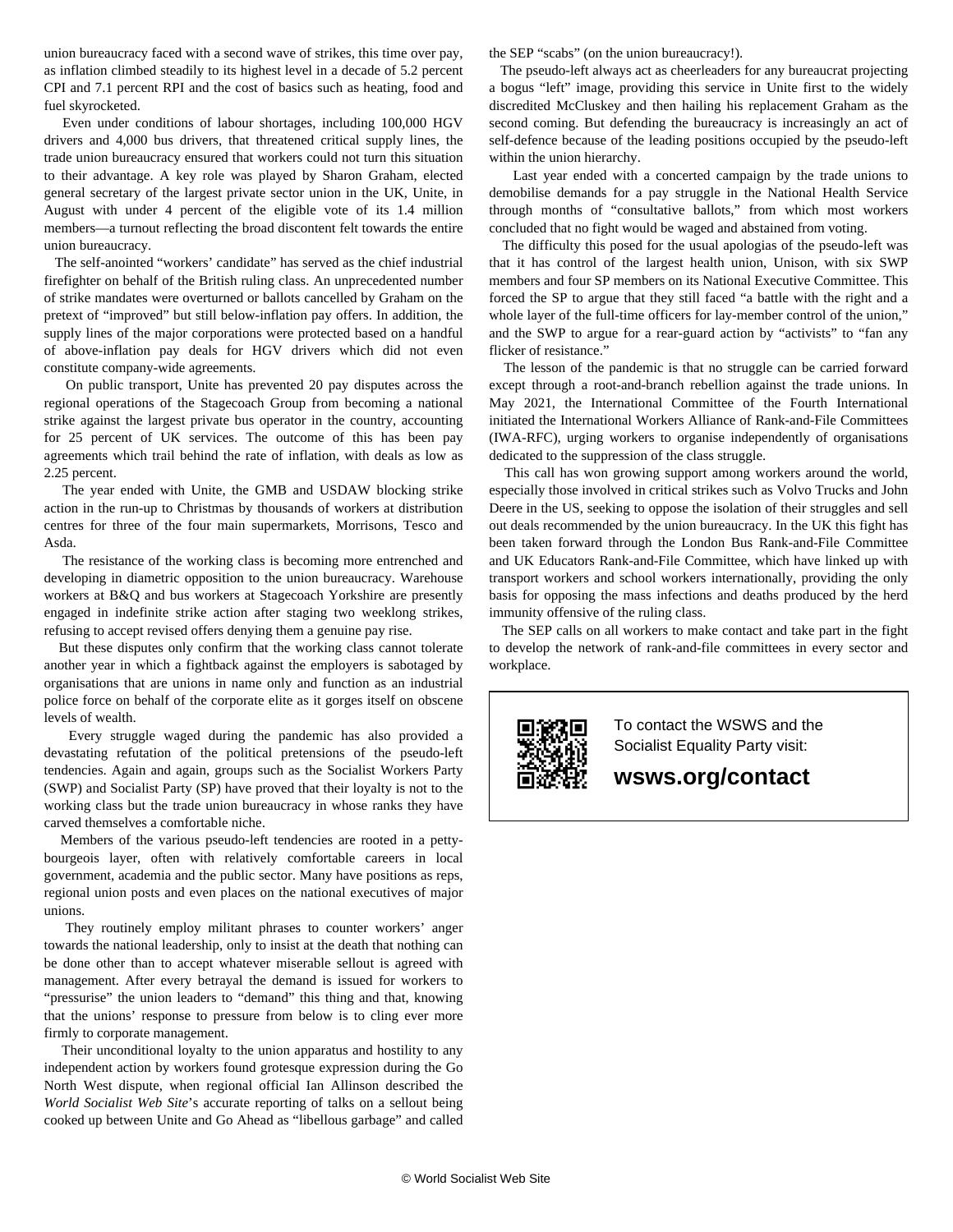union bureaucracy faced with a second wave of strikes, this time over pay, as inflation climbed steadily to its highest level in a decade of 5.2 percent CPI and 7.1 percent RPI and the cost of basics such as heating, food and fuel skyrocketed.

Even under conditions of labour shortages, including 100,000 HGV drivers and 4,000 bus drivers, that threatened critical supply lines, the trade union bureaucracy ensured that workers could not turn this situation to their advantage. A key role was played by Sharon Graham, elected general secretary of the largest private sector union in the UK, Unite, in August with under 4 percent of the eligible vote of its 1.4 million members—a turnout reflecting the broad discontent felt towards the entire union bureaucracy.

The self-anointed “workers’ candidate” has served as the chief industrial firefighter on behalf of the British ruling class. An unprecedented number of strike mandates were overturned or ballots cancelled by Graham on the pretext of “improved” but still below-inflation pay offers. In addition, the supply lines of the major corporations were protected based on a handful of above-inflation pay deals for HGV drivers which did not even constitute company-wide agreements.

On public transport, Unite has prevented 20 pay disputes across the regional operations of the Stagecoach Group from becoming a national strike against the largest private bus operator in the country, accounting for 25 percent of UK services. The outcome of this has been pay agreements which trail behind the rate of inflation, with deals as low as 2.25 percent.

The year ended with Unite, the GMB and USDAW blocking strike action in the run-up to Christmas by thousands of workers at distribution centres for three of the four main supermarkets, Morrisons, Tesco and Asda.

The resistance of the working class is becoming more entrenched and developing in diametric opposition to the union bureaucracy. Warehouse workers at B&Q and bus workers at Stagecoach Yorkshire are presently engaged in indefinite strike action after staging two weeklong strikes, refusing to accept revised offers denying them a genuine pay rise.

But these disputes only confirm that the working class cannot tolerate another year in which a fightback against the employers is sabotaged by organisations that are unions in name only and function as an industrial police force on behalf of the corporate elite as it gorges itself on obscene levels of wealth.

Every struggle waged during the pandemic has also provided a devastating refutation of the political pretensions of the pseudo-left tendencies. Again and again, groups such as the Socialist Workers Party (SWP) and Socialist Party (SP) have proved that their loyalty is not to the working class but the trade union bureaucracy in whose ranks they have carved themselves a comfortable niche.

Members of the various pseudo-left tendencies are rooted in a petty-bourgeois layer, often with relatively comfortable careers in local government, academia and the public sector. Many have positions as reps, regional union posts and even places on the national executives of major unions.

They routinely employ militant phrases to counter workers’ anger towards the national leadership, only to insist at the death that nothing can be done other than to accept whatever miserable sellout is agreed with management. After every betrayal the demand is issued for workers to “pressurise” the union leaders to “demand” this thing and that, knowing that the unions’ response to pressure from below is to cling ever more firmly to corporate management.

Their unconditional loyalty to the union apparatus and hostility to any independent action by workers found grotesque expression during the Go North West dispute, when regional official Ian Allinson described the *World Socialist Web Site*’s accurate reporting of talks on a sellout being cooked up between Unite and Go Ahead as “libellous garbage” and called the SEP “scabs” (on the union bureaucracy!).

The pseudo-left always act as cheerleaders for any bureaucrat projecting a bogus “left” image, providing this service in Unite first to the widely discredited McCluskey and then hailing his replacement Graham as the second coming. But defending the bureaucracy is increasingly an act of self-defence because of the leading positions occupied by the pseudo-left within the union hierarchy.

Last year ended with a concerted campaign by the trade unions to demobilise demands for a pay struggle in the National Health Service through months of “consultative ballots,” from which most workers concluded that no fight would be waged and abstained from voting.

The difficulty this posed for the usual apologias of the pseudo-left was that it has control of the largest health union, Unison, with six SWP members and four SP members on its National Executive Committee. This forced the SP to argue that they still faced “a battle with the right and a whole layer of the full-time officers for lay-member control of the union,” and the SWP to argue for a rear-guard action by “activists” to “fan any flicker of resistance.”

The lesson of the pandemic is that no struggle can be carried forward except through a root-and-branch rebellion against the trade unions. In May 2021, the International Committee of the Fourth International initiated the International Workers Alliance of Rank-and-File Committees (IWA-RFC), urging workers to organise independently of organisations dedicated to the suppression of the class struggle.

This call has won growing support among workers around the world, especially those involved in critical strikes such as Volvo Trucks and John Deere in the US, seeking to oppose the isolation of their struggles and sell out deals recommended by the union bureaucracy. In the UK this fight has been taken forward through the London Bus Rank-and-File Committee and UK Educators Rank-and-File Committee, which have linked up with transport workers and school workers internationally, providing the only basis for opposing the mass infections and deaths produced by the herd immunity offensive of the ruling class.

The SEP calls on all workers to make contact and take part in the fight to develop the network of rank-and-file committees in every sector and workplace.

To contact the WSWS and the Socialist Equality Party visit:

**wsws.org/contact**